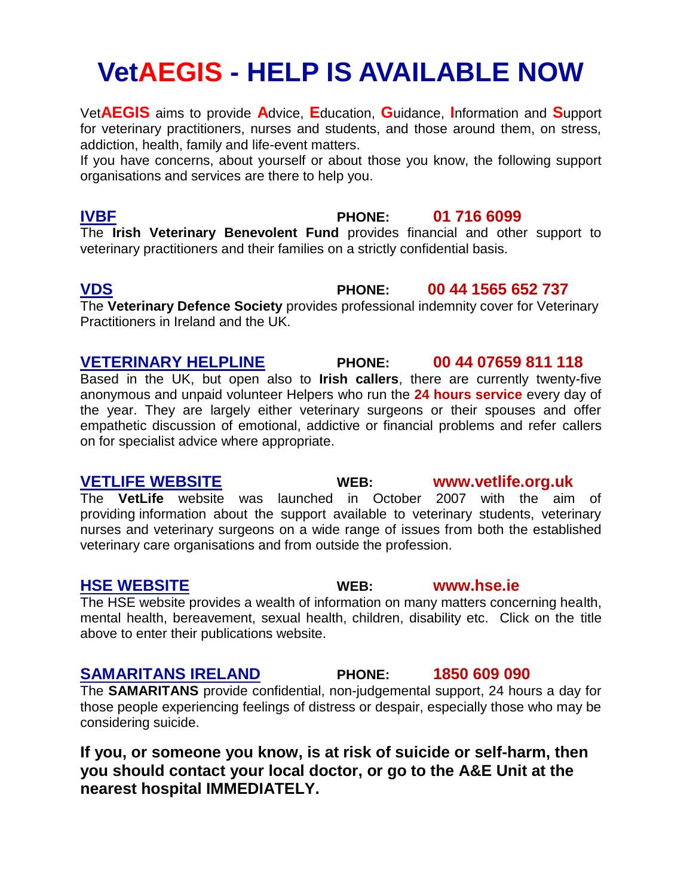# VetAEGIS - HELP IS AVAILABLE NOW

Vet**AEGIS** aims to provide **A**dvice, **E**ducation, **G**uidance, **I**nformation and **S**upport for veterinary practitioners, nurses and students, and those around them, on stress, addiction, health, family and life-event matters.

If you have concerns, about yourself or about those you know, the following support organisations and services are there to help you.

## IVBF — PHONE: 01 716 6099

The **Irish Veterinary Benevolent Fund** provides financial and other support to veterinary practitioners and their families on a strictly confidential basis.

## VDS — PHONE: 00 44 1565 652 737

The **Veterinary Defence Society** provides professional indemnity cover for Veterinary Practitioners in Ireland and the UK.

## VETERINARY HELPLINE — PHONE: 00 44 07659 811 118

Based in the UK, but open also to **Irish callers**, there are currently twenty-five anonymous and unpaid volunteer Helpers who run the **24 hours service** every day of the year. They are largely either veterinary surgeons or their spouses and offer empathetic discussion of emotional, addictive or financial problems and refer callers on for specialist advice where appropriate.

## VETLIFE WEBSITE — WEB: www.vetlife.org.uk

The **VetLife** website was launched in October 2007 with the aim of providing information about the support available to veterinary students, veterinary nurses and veterinary surgeons on a wide range of issues from both the established veterinary care organisations and from outside the profession.

## HSE WEBSITE — WEB: www.hse.ie

The HSE website provides a wealth of information on many matters concerning health, mental health, bereavement, sexual health, children, disability etc. Click on the title above to enter their publications website.

## SAMARITANS IRELAND — PHONE: 1850 609 090

The **SAMARITANS** provide confidential, non-judgemental support, 24 hours a day for those people experiencing feelings of distress or despair, especially those who may be considering suicide.

**If you, or someone you know, is at risk of suicide or self-harm, then you should contact your local doctor, or go to the A&E Unit at the nearest hospital IMMEDIATELY.**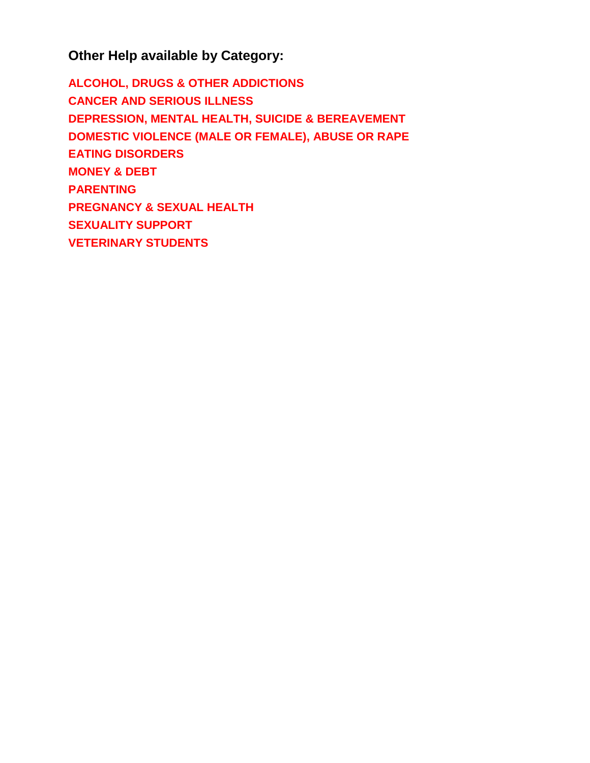**Other Help available by Category:**

**ALCOHOL, DRUGS & OTHER ADDICTIONS**

**CANCER AND SERIOUS ILLNESS**

**DEPRESSION, MENTAL HEALTH, SUICIDE & BEREAVEMENT**

**DOMESTIC VIOLENCE (MALE OR FEMALE), ABUSE OR RAPE**

**EATING DISORDERS**

**MONEY & DEBT**

**PARENTING**

**PREGNANCY & SEXUAL HEALTH**

**SEXUALITY SUPPORT**

**VETERINARY STUDENTS**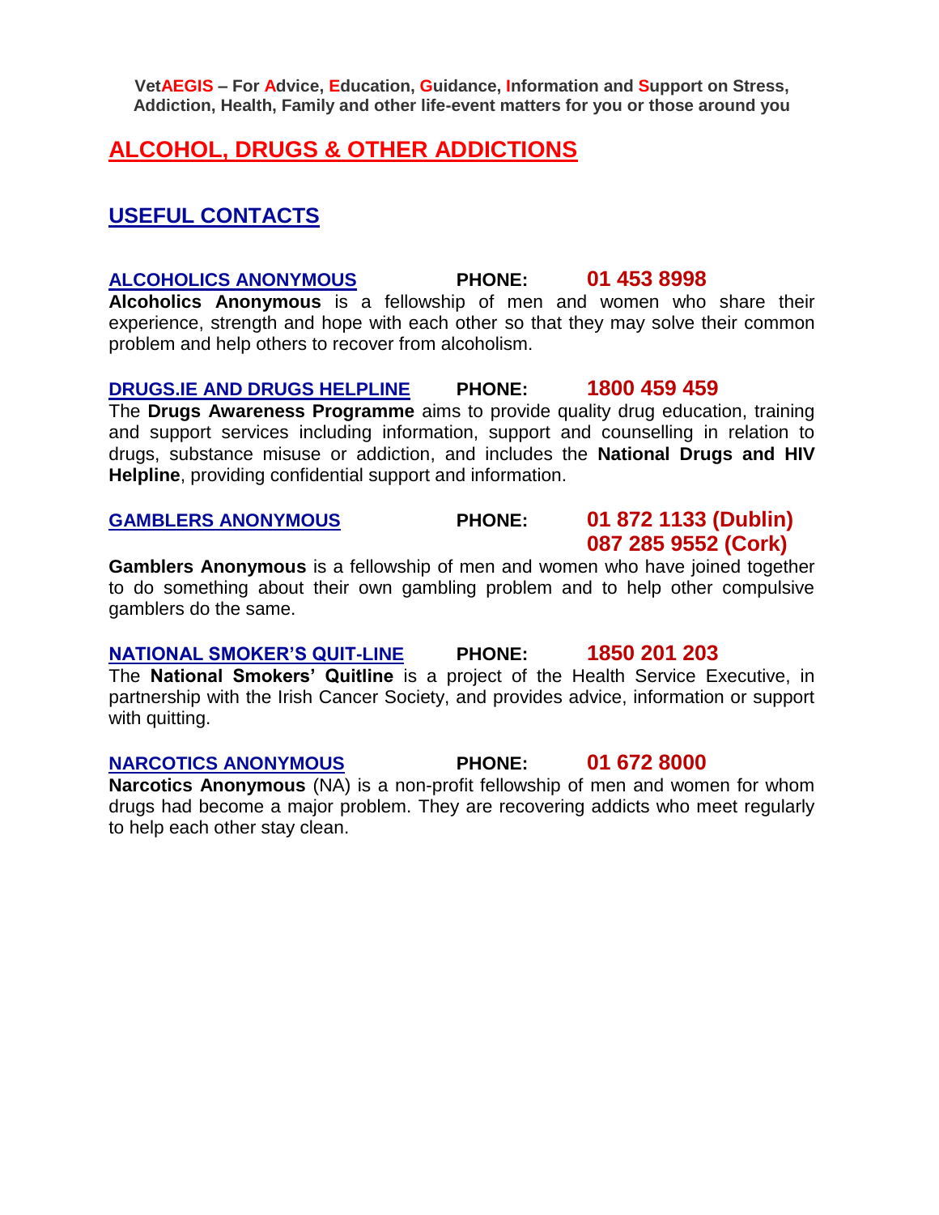**VetAEGIS – For Advice, Education, Guidance, Information and Support on Stress, Addiction, Health, Family and other life-event matters for you or those around you**

# ALCOHOL, DRUGS & OTHER ADDICTIONS

## USEFUL CONTACTS

**ALCOHOLICS ANONYMOUS** **PHONE: 01 453 8998**

**Alcoholics Anonymous** is a fellowship of men and women who share their experience, strength and hope with each other so that they may solve their common problem and help others to recover from alcoholism.

**DRUGS.IE AND DRUGS HELPLINE** **PHONE: 1800 459 459**

The **Drugs Awareness Programme** aims to provide quality drug education, training and support services including information, support and counselling in relation to drugs, substance misuse or addiction, and includes the **National Drugs and HIV Helpline**, providing confidential support and information.

**GAMBLERS ANONYMOUS** **PHONE: 01 872 1133 (Dublin)**
**087 285 9552 (Cork)**

**Gamblers Anonymous** is a fellowship of men and women who have joined together to do something about their own gambling problem and to help other compulsive gamblers do the same.

**NATIONAL SMOKER'S QUIT-LINE** **PHONE: 1850 201 203**

The **National Smokers' Quitline** is a project of the Health Service Executive, in partnership with the Irish Cancer Society, and provides advice, information or support with quitting.

**NARCOTICS ANONYMOUS** **PHONE: 01 672 8000**

**Narcotics Anonymous** (NA) is a non-profit fellowship of men and women for whom drugs had become a major problem. They are recovering addicts who meet regularly to help each other stay clean.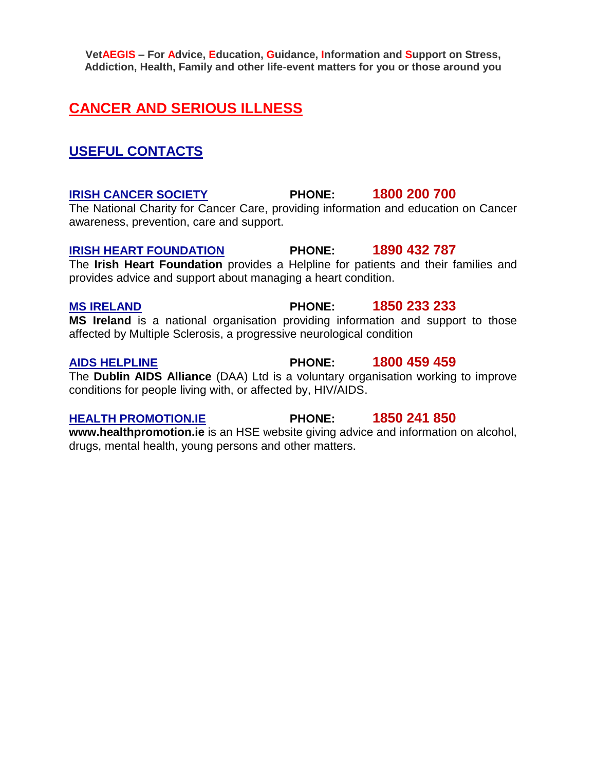**VetAEGIS – For Advice, Education, Guidance, Information and Support on Stress, Addiction, Health, Family and other life-event matters for you or those around you**

# CANCER AND SERIOUS ILLNESS

## USEFUL CONTACTS

**IRISH CANCER SOCIETY** **PHONE: 1800 200 700**

The National Charity for Cancer Care, providing information and education on Cancer awareness, prevention, care and support.

**IRISH HEART FOUNDATION** **PHONE: 1890 432 787**

The **Irish Heart Foundation** provides a Helpline for patients and their families and provides advice and support about managing a heart condition.

**MS IRELAND** **PHONE: 1850 233 233**

**MS Ireland** is a national organisation providing information and support to those affected by Multiple Sclerosis, a progressive neurological condition

**AIDS HELPLINE** **PHONE: 1800 459 459**

The **Dublin AIDS Alliance** (DAA) Ltd is a voluntary organisation working to improve conditions for people living with, or affected by, HIV/AIDS.

**HEALTH PROMOTION.IE** **PHONE: 1850 241 850**

**www.healthpromotion.ie** is an HSE website giving advice and information on alcohol, drugs, mental health, young persons and other matters.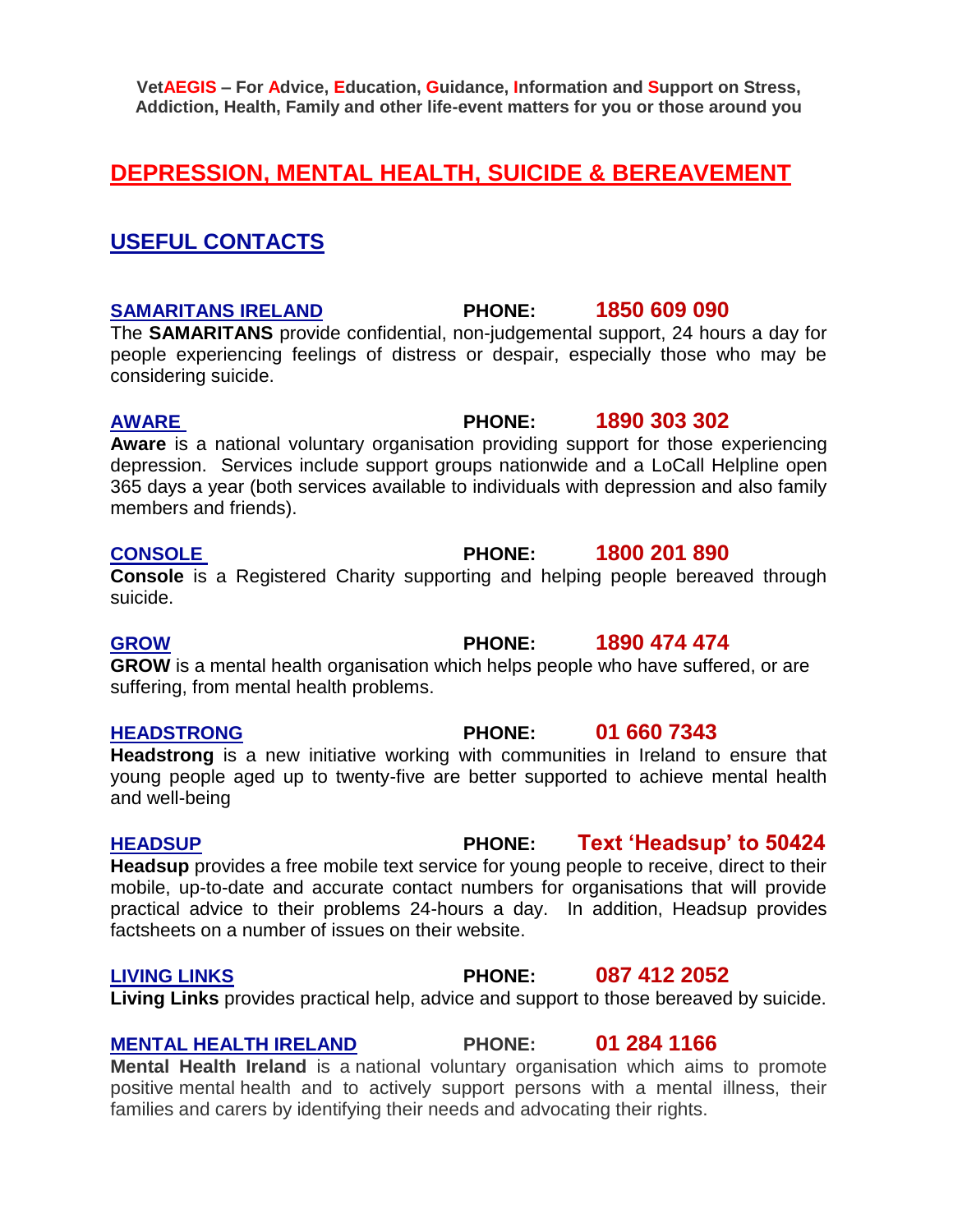**VetAEGIS – For Advice, Education, Guidance, Information and Support on Stress, Addiction, Health, Family and other life-event matters for you or those around you**

# DEPRESSION, MENTAL HEALTH, SUICIDE & BEREAVEMENT

## USEFUL CONTACTS

### SAMARITANS IRELAND — PHONE: 1850 609 090

The **SAMARITANS** provide confidential, non-judgemental support, 24 hours a day for people experiencing feelings of distress or despair, especially those who may be considering suicide.

### AWARE — PHONE: 1890 303 302

**Aware** is a national voluntary organisation providing support for those experiencing depression. Services include support groups nationwide and a LoCall Helpline open 365 days a year (both services available to individuals with depression and also family members and friends).

### CONSOLE — PHONE: 1800 201 890

**Console** is a Registered Charity supporting and helping people bereaved through suicide.

### GROW — PHONE: 1890 474 474

**GROW** is a mental health organisation which helps people who have suffered, or are suffering, from mental health problems.

### HEADSTRONG — PHONE: 01 660 7343

**Headstrong** is a new initiative working with communities in Ireland to ensure that young people aged up to twenty-five are better supported to achieve mental health and well-being

### HEADSUP — PHONE: Text 'Headsup' to 50424

**Headsup** provides a free mobile text service for young people to receive, direct to their mobile, up-to-date and accurate contact numbers for organisations that will provide practical advice to their problems 24-hours a day. In addition, Headsup provides factsheets on a number of issues on their website.

### LIVING LINKS — PHONE: 087 412 2052

**Living Links** provides practical help, advice and support to those bereaved by suicide.

### MENTAL HEALTH IRELAND — PHONE: 01 284 1166

**Mental Health Ireland** is a national voluntary organisation which aims to promote positive mental health and to actively support persons with a mental illness, their families and carers by identifying their needs and advocating their rights.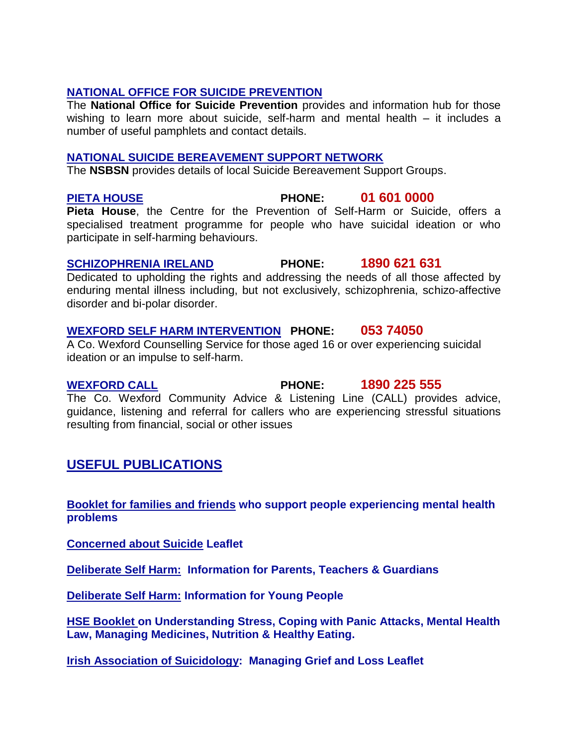**NATIONAL OFFICE FOR SUICIDE PREVENTION**

The **National Office for Suicide Prevention** provides and information hub for those wishing to learn more about suicide, self-harm and mental health – it includes a number of useful pamphlets and contact details.

**NATIONAL SUICIDE BEREAVEMENT SUPPORT NETWORK**

The **NSBSN** provides details of local Suicide Bereavement Support Groups.

**PIETA HOUSE** **PHONE:** **01 601 0000**

**Pieta House**, the Centre for the Prevention of Self-Harm or Suicide, offers a specialised treatment programme for people who have suicidal ideation or who participate in self-harming behaviours.

**SCHIZOPHRENIA IRELAND** **PHONE:** **1890 621 631**

Dedicated to upholding the rights and addressing the needs of all those affected by enduring mental illness including, but not exclusively, schizophrenia, schizo-affective disorder and bi-polar disorder.

**WEXFORD SELF HARM INTERVENTION** **PHONE:** **053 74050**

A Co. Wexford Counselling Service for those aged 16 or over experiencing suicidal ideation or an impulse to self-harm.

**WEXFORD CALL** **PHONE:** **1890 225 555**

The Co. Wexford Community Advice & Listening Line (CALL) provides advice, guidance, listening and referral for callers who are experiencing stressful situations resulting from financial, social or other issues

## USEFUL PUBLICATIONS

**Booklet for families and friends who support people experiencing mental health problems**

**Concerned about Suicide Leaflet**

**Deliberate Self Harm: Information for Parents, Teachers & Guardians**

**Deliberate Self Harm: Information for Young People**

**HSE Booklet on Understanding Stress, Coping with Panic Attacks, Mental Health Law, Managing Medicines, Nutrition & Healthy Eating.**

**Irish Association of Suicidology: Managing Grief and Loss Leaflet**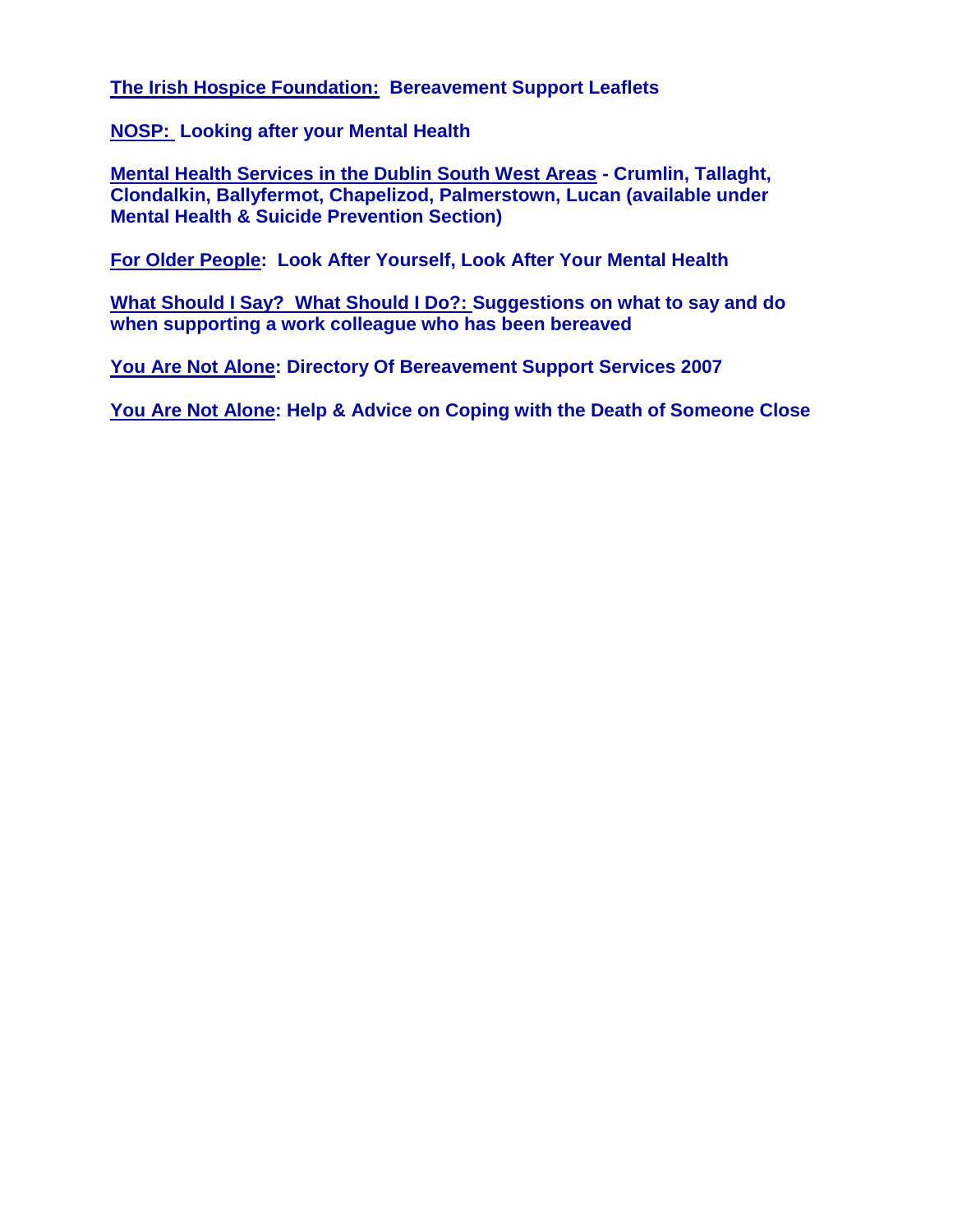**The Irish Hospice Foundation: Bereavement Support Leaflets**

**NOSP: Looking after your Mental Health**

**Mental Health Services in the Dublin South West Areas - Crumlin, Tallaght, Clondalkin, Ballyfermot, Chapelizod, Palmerstown, Lucan (available under Mental Health & Suicide Prevention Section)**

**For Older People: Look After Yourself, Look After Your Mental Health**

**What Should I Say? What Should I Do?: Suggestions on what to say and do when supporting a work colleague who has been bereaved**

**You Are Not Alone: Directory Of Bereavement Support Services 2007**

**You Are Not Alone: Help & Advice on Coping with the Death of Someone Close**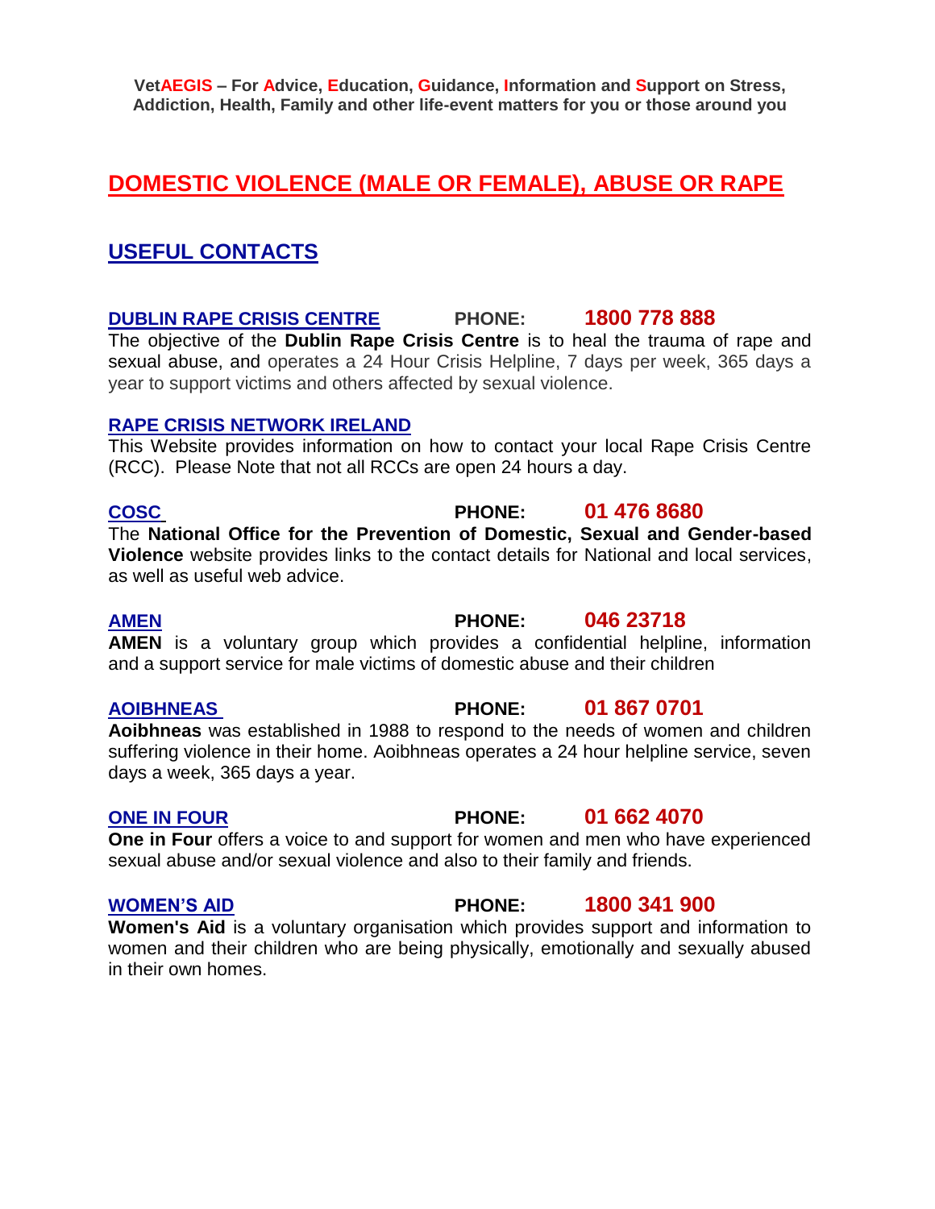**VetAEGIS – For Advice, Education, Guidance, Information and Support on Stress, Addiction, Health, Family and other life-event matters for you or those around you**

# DOMESTIC VIOLENCE (MALE OR FEMALE), ABUSE OR RAPE

## USEFUL CONTACTS

**DUBLIN RAPE CRISIS CENTRE** **PHONE: 1800 778 888**

The objective of the **Dublin Rape Crisis Centre** is to heal the trauma of rape and sexual abuse, and operates a 24 Hour Crisis Helpline, 7 days per week, 365 days a year to support victims and others affected by sexual violence.

**RAPE CRISIS NETWORK IRELAND**

This Website provides information on how to contact your local Rape Crisis Centre (RCC). Please Note that not all RCCs are open 24 hours a day.

**COSC** **PHONE: 01 476 8680**

The **National Office for the Prevention of Domestic, Sexual and Gender-based Violence** website provides links to the contact details for National and local services, as well as useful web advice.

**AMEN** **PHONE: 046 23718**

**AMEN** is a voluntary group which provides a confidential helpline, information and a support service for male victims of domestic abuse and their children

**AOIBHNEAS** **PHONE: 01 867 0701**

**Aoibhneas** was established in 1988 to respond to the needs of women and children suffering violence in their home. Aoibhneas operates a 24 hour helpline service, seven days a week, 365 days a year.

**ONE IN FOUR** **PHONE: 01 662 4070**

**One in Four** offers a voice to and support for women and men who have experienced sexual abuse and/or sexual violence and also to their family and friends.

**WOMEN'S AID** **PHONE: 1800 341 900**

**Women's Aid** is a voluntary organisation which provides support and information to women and their children who are being physically, emotionally and sexually abused in their own homes.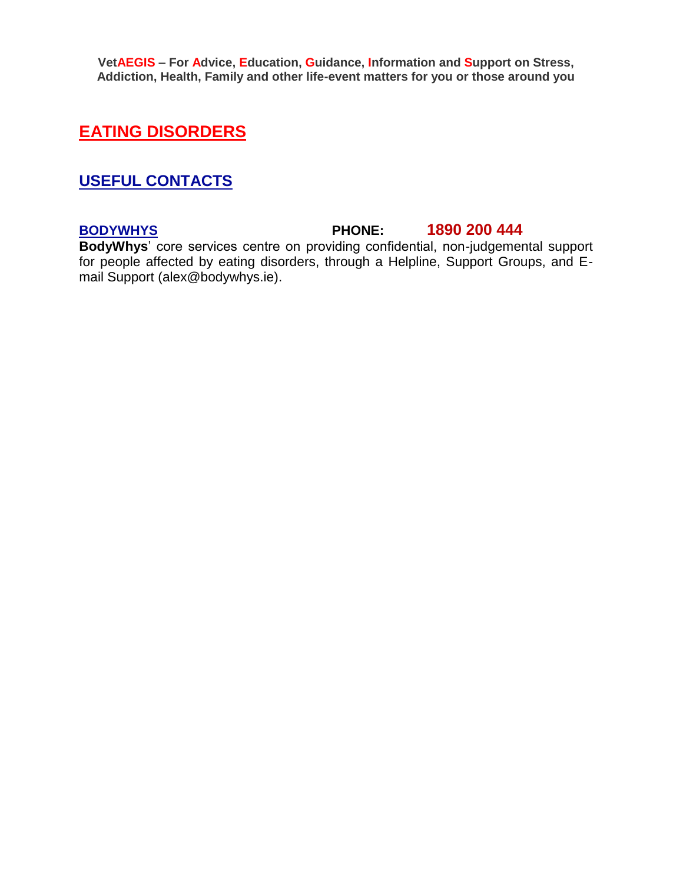**VetAEGIS – For Advice, Education, Guidance, Information and Support on Stress, Addiction, Health, Family and other life-event matters for you or those around you**

# EATING DISORDERS

## USEFUL CONTACTS

**BODYWHYS** **PHONE:** **1890 200 444**

**BodyWhys**' core services centre on providing confidential, non-judgemental support for people affected by eating disorders, through a Helpline, Support Groups, and E-mail Support (alex@bodywhys.ie).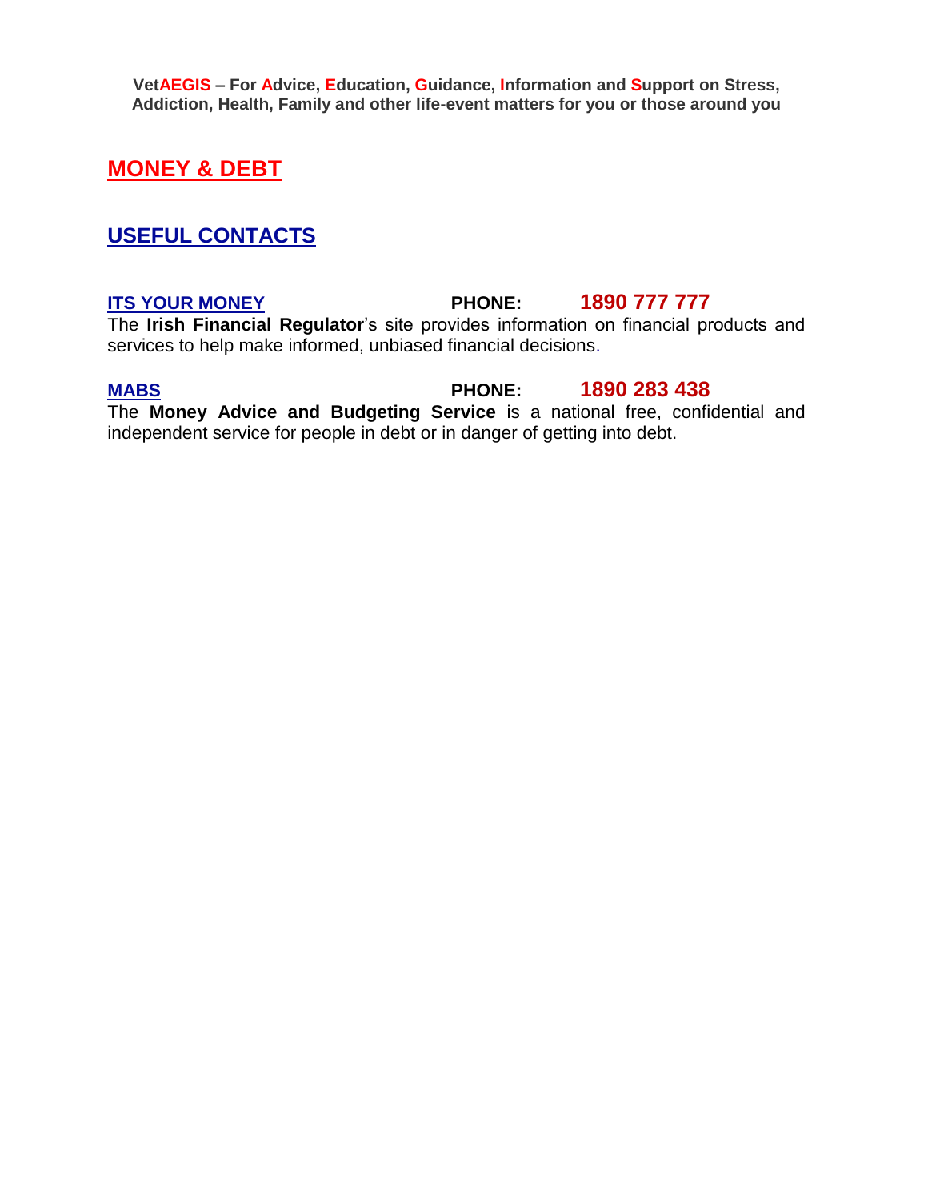# MONEY & DEBT

## USEFUL CONTACTS

**ITS YOUR MONEY** **PHONE: 1890 777 777**

The **Irish Financial Regulator**'s site provides information on financial products and services to help make informed, unbiased financial decisions.

**MABS** **PHONE: 1890 283 438**

The **Money Advice and Budgeting Service** is a national free, confidential and independent service for people in debt or in danger of getting into debt.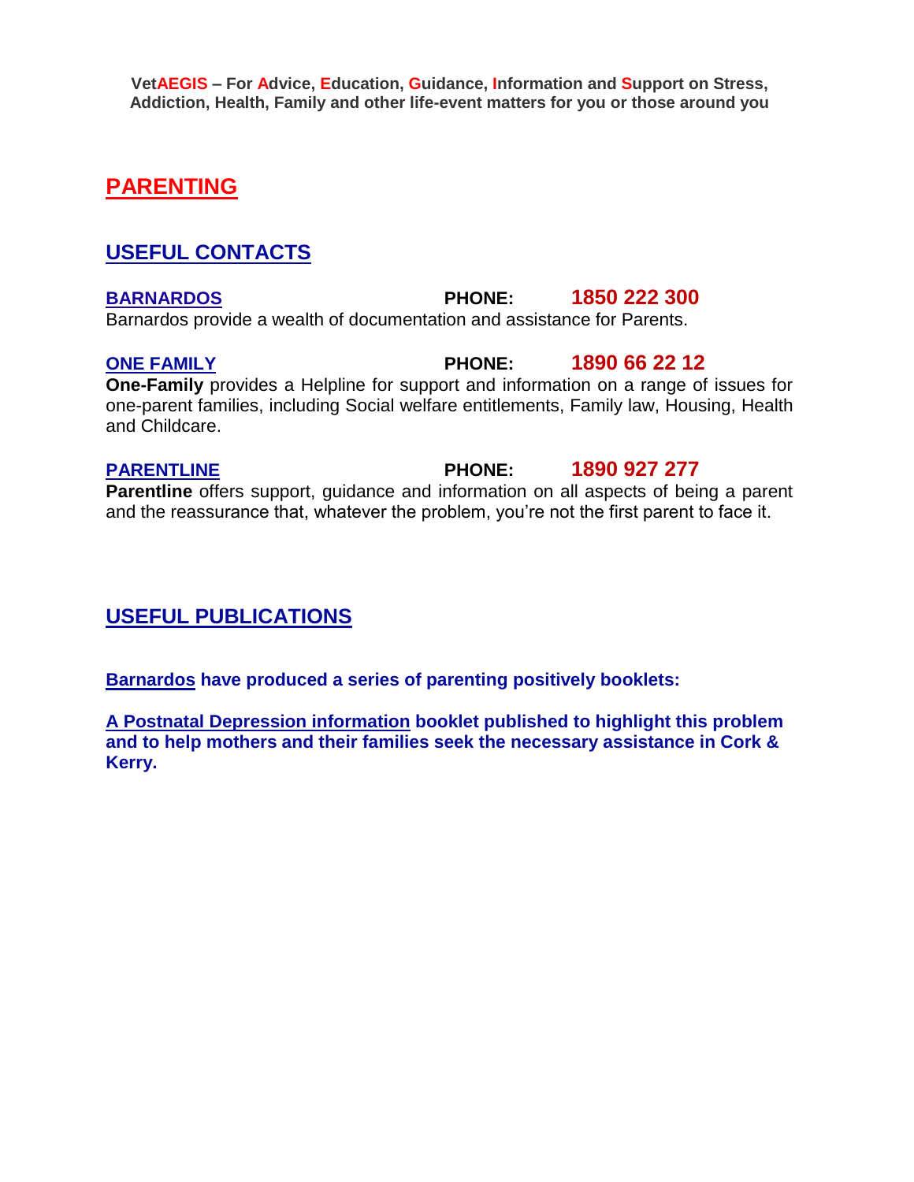**VetAEGIS – For Advice, Education, Guidance, Information and Support on Stress, Addiction, Health, Family and other life-event matters for you or those around you**

# PARENTING

## USEFUL CONTACTS

**BARNARDOS** **PHONE: 1850 222 300**

Barnardos provide a wealth of documentation and assistance for Parents.

**ONE FAMILY** **PHONE: 1890 66 22 12**

**One-Family** provides a Helpline for support and information on a range of issues for one-parent families, including Social welfare entitlements, Family law, Housing, Health and Childcare.

**PARENTLINE** **PHONE: 1890 927 277**

**Parentline** offers support, guidance and information on all aspects of being a parent and the reassurance that, whatever the problem, you're not the first parent to face it.

## USEFUL PUBLICATIONS

**Barnardos have produced a series of parenting positively booklets:**

**A Postnatal Depression information booklet published to highlight this problem and to help mothers and their families seek the necessary assistance in Cork & Kerry.**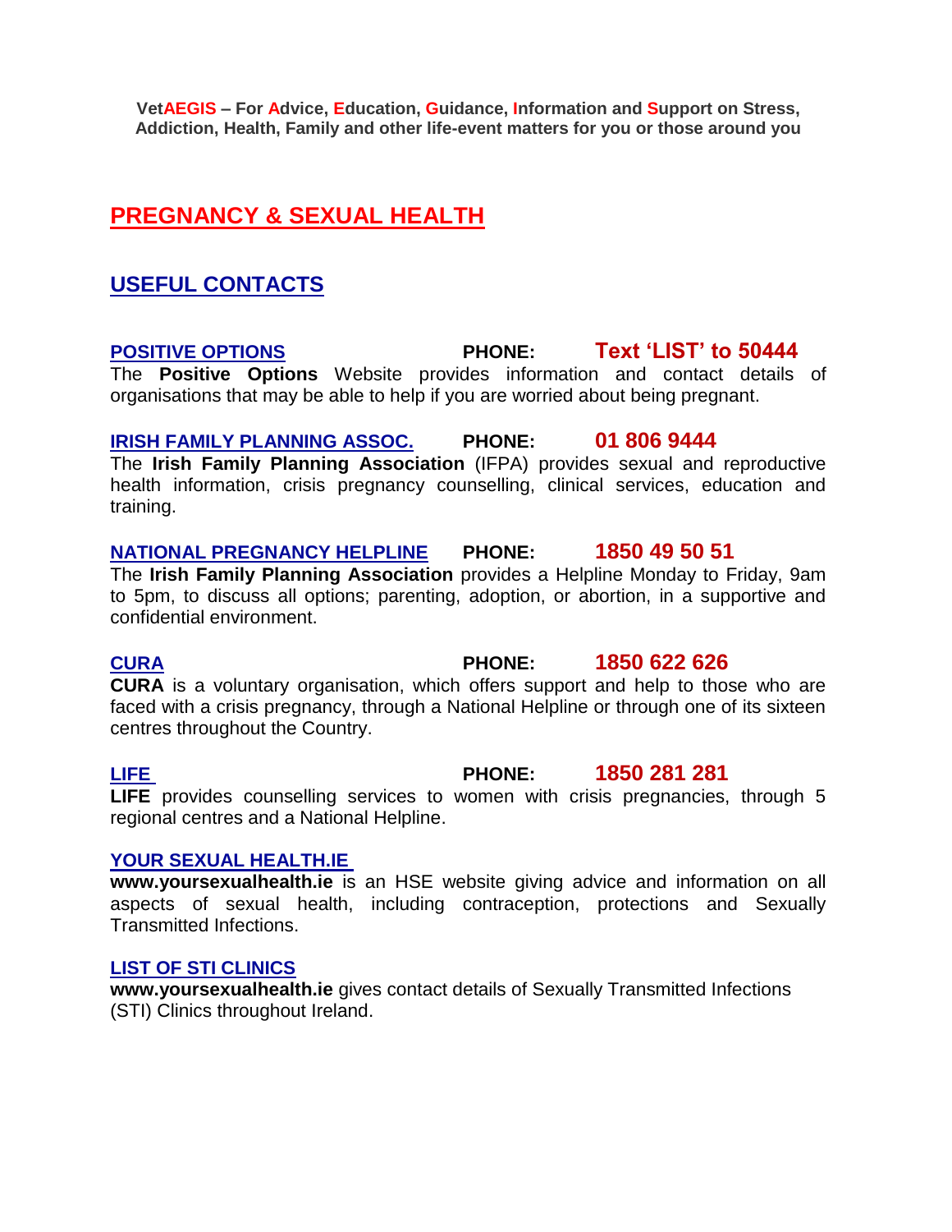**VetAEGIS – For Advice, Education, Guidance, Information and Support on Stress, Addiction, Health, Family and other life-event matters for you or those around you**

# PREGNANCY & SEXUAL HEALTH

## USEFUL CONTACTS

**POSITIVE OPTIONS** **PHONE:** **Text 'LIST' to 50444**

The **Positive Options** Website provides information and contact details of organisations that may be able to help if you are worried about being pregnant.

**IRISH FAMILY PLANNING ASSOC.** **PHONE:** **01 806 9444**

The **Irish Family Planning Association** (IFPA) provides sexual and reproductive health information, crisis pregnancy counselling, clinical services, education and training.

**NATIONAL PREGNANCY HELPLINE** **PHONE:** **1850 49 50 51**

The **Irish Family Planning Association** provides a Helpline Monday to Friday, 9am to 5pm, to discuss all options; parenting, adoption, or abortion, in a supportive and confidential environment.

**CURA** **PHONE:** **1850 622 626**

**CURA** is a voluntary organisation, which offers support and help to those who are faced with a crisis pregnancy, through a National Helpline or through one of its sixteen centres throughout the Country.

**LIFE** **PHONE:** **1850 281 281**

**LIFE** provides counselling services to women with crisis pregnancies, through 5 regional centres and a National Helpline.

**YOUR SEXUAL HEALTH.IE**

**www.yoursexualhealth.ie** is an HSE website giving advice and information on all aspects of sexual health, including contraception, protections and Sexually Transmitted Infections.

**LIST OF STI CLINICS**

**www.yoursexualhealth.ie** gives contact details of Sexually Transmitted Infections (STI) Clinics throughout Ireland.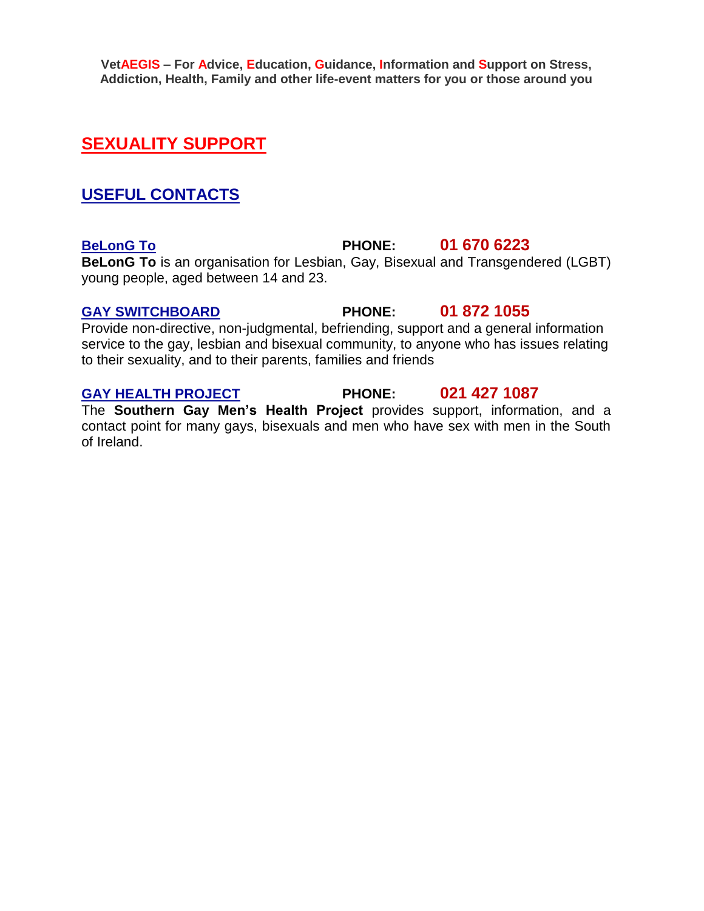**VetAEGIS – For Advice, Education, Guidance, Information and Support on Stress, Addiction, Health, Family and other life-event matters for you or those around you**

# SEXUALITY SUPPORT

## USEFUL CONTACTS

**BeLonG To** **PHONE: 01 670 6223**

**BeLonG To** is an organisation for Lesbian, Gay, Bisexual and Transgendered (LGBT) young people, aged between 14 and 23.

**GAY SWITCHBOARD** **PHONE: 01 872 1055**

Provide non-directive, non-judgmental, befriending, support and a general information service to the gay, lesbian and bisexual community, to anyone who has issues relating to their sexuality, and to their parents, families and friends

**GAY HEALTH PROJECT** **PHONE: 021 427 1087**

The **Southern Gay Men's Health Project** provides support, information, and a contact point for many gays, bisexuals and men who have sex with men in the South of Ireland.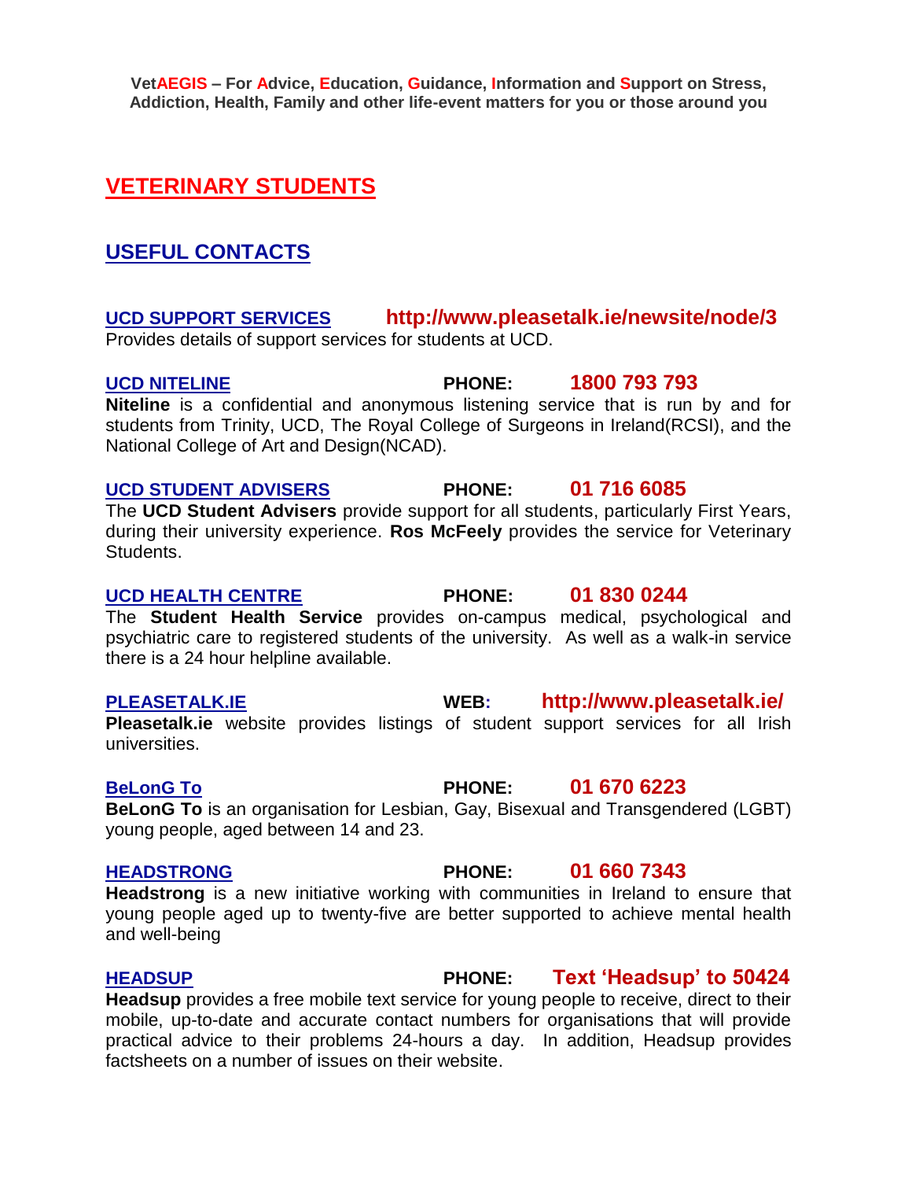**VetAEGIS – For Advice, Education, Guidance, Information and Support on Stress, Addiction, Health, Family and other life-event matters for you or those around you**

# VETERINARY STUDENTS

## USEFUL CONTACTS

**UCD SUPPORT SERVICES** **http://www.pleasetalk.ie/newsite/node/3**
Provides details of support services for students at UCD.

**UCD NITELINE** **PHONE: 1800 793 793**
**Niteline** is a confidential and anonymous listening service that is run by and for students from Trinity, UCD, The Royal College of Surgeons in Ireland(RCSI), and the National College of Art and Design(NCAD).

**UCD STUDENT ADVISERS** **PHONE: 01 716 6085**
The **UCD Student Advisers** provide support for all students, particularly First Years, during their university experience. **Ros McFeely** provides the service for Veterinary Students.

**UCD HEALTH CENTRE** **PHONE: 01 830 0244**
The **Student Health Service** provides on-campus medical, psychological and psychiatric care to registered students of the university. As well as a walk-in service there is a 24 hour helpline available.

**PLEASETALK.IE** **WEB: http://www.pleasetalk.ie/**
**Pleasetalk.ie** website provides listings of student support services for all Irish universities.

**BeLonG To** **PHONE: 01 670 6223**
**BeLonG To** is an organisation for Lesbian, Gay, Bisexual and Transgendered (LGBT) young people, aged between 14 and 23.

**HEADSTRONG** **PHONE: 01 660 7343**
**Headstrong** is a new initiative working with communities in Ireland to ensure that young people aged up to twenty-five are better supported to achieve mental health and well-being

**HEADSUP** **PHONE: Text 'Headsup' to 50424**
**Headsup** provides a free mobile text service for young people to receive, direct to their mobile, up-to-date and accurate contact numbers for organisations that will provide practical advice to their problems 24-hours a day. In addition, Headsup provides factsheets on a number of issues on their website.